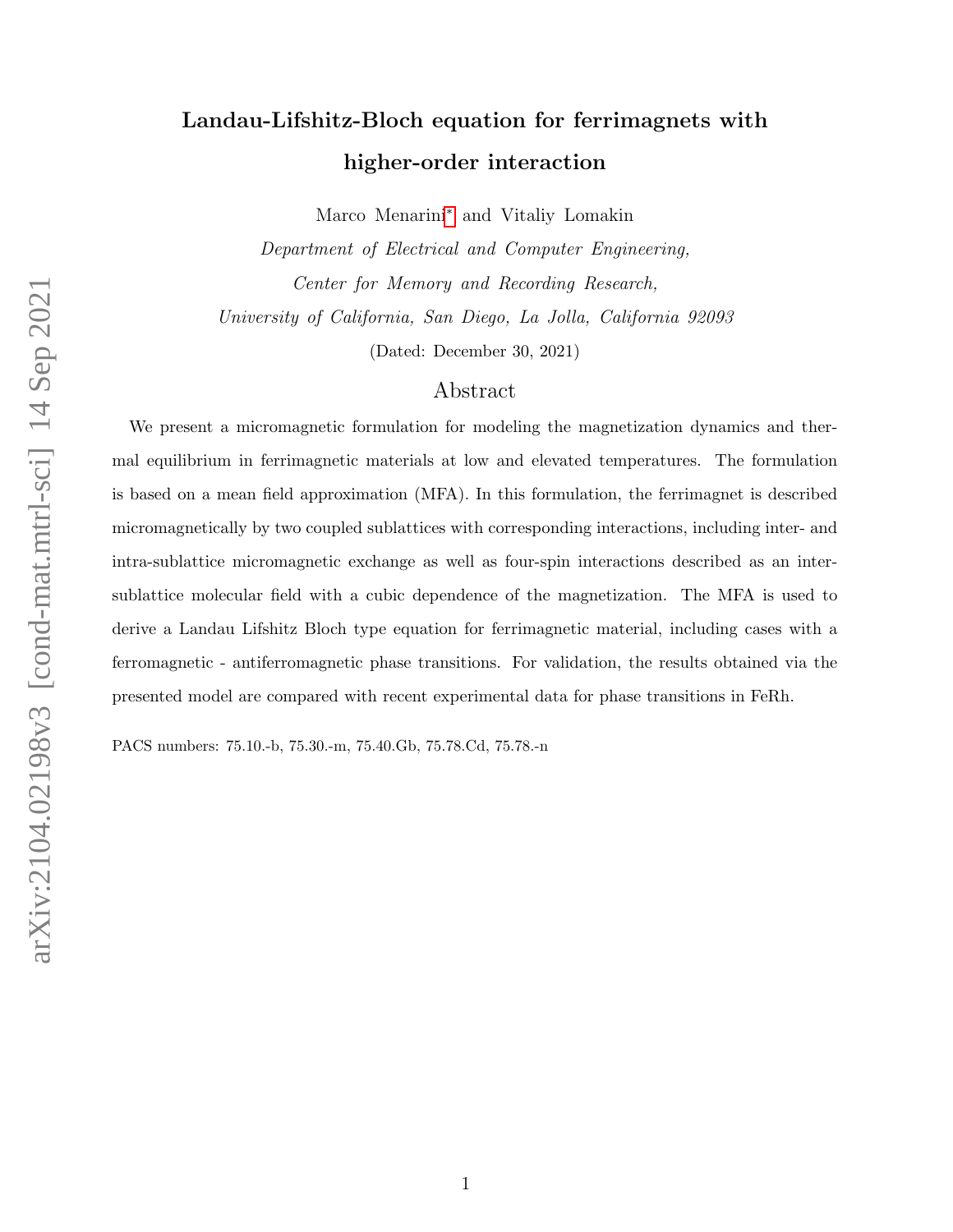# Landau-Lifshitz-Bloch equation for ferrimagnets with higher-order interaction

Marco Menarini[*] and Vitaliy Lomakin

*Department of Electrical and Computer Engineering,*

*Center for Memory and Recording Research,*

*University of California, San Diego, La Jolla, California 92093*

(Dated: December 30, 2021)

## Abstract

We present a micromagnetic formulation for modeling the magnetization dynamics and thermal equilibrium in ferrimagnetic materials at low and elevated temperatures. The formulation is based on a mean field approximation (MFA). In this formulation, the ferrimagnet is described micromagnetically by two coupled sublattices with corresponding interactions, including inter- and intra-sublattice micromagnetic exchange as well as four-spin interactions described as an inter-sublattice molecular field with a cubic dependence of the magnetization. The MFA is used to derive a Landau Lifshitz Bloch type equation for ferrimagnetic material, including cases with a ferromagnetic - antiferromagnetic phase transitions. For validation, the results obtained via the presented model are compared with recent experimental data for phase transitions in FeRh.

PACS numbers: 75.10.-b, 75.30.-m, 75.40.Gb, 75.78.Cd, 75.78.-n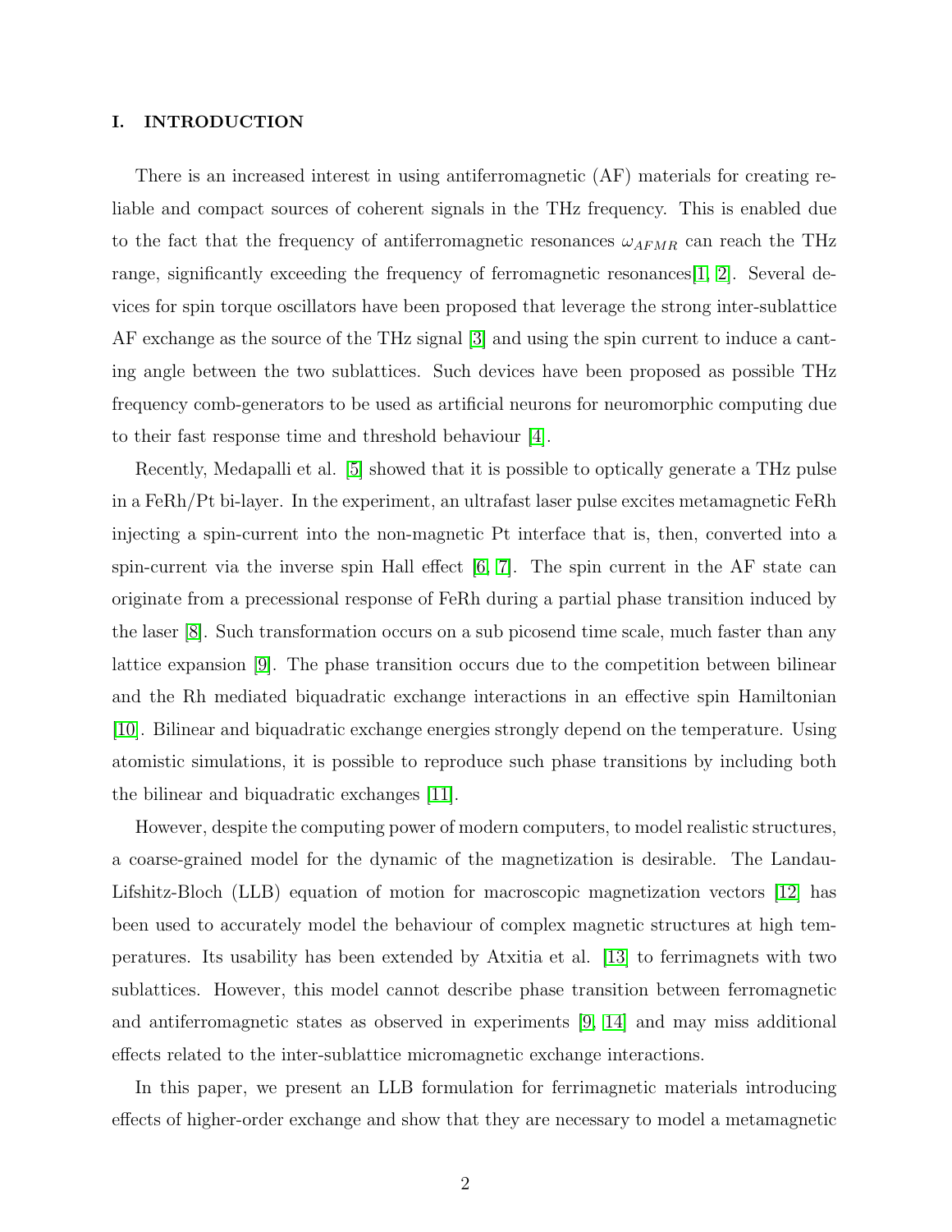## I. INTRODUCTION

There is an increased interest in using antiferromagnetic (AF) materials for creating reliable and compact sources of coherent signals in the THz frequency. This is enabled due to the fact that the frequency of antiferromagnetic resonances $\omega_{AFMR}$ can reach the THz range, significantly exceeding the frequency of ferromagnetic resonances[1, 2]. Several devices for spin torque oscillators have been proposed that leverage the strong inter-sublattice AF exchange as the source of the THz signal [3] and using the spin current to induce a canting angle between the two sublattices. Such devices have been proposed as possible THz frequency comb-generators to be used as artificial neurons for neuromorphic computing due to their fast response time and threshold behaviour [4].

Recently, Medapalli et al. [5] showed that it is possible to optically generate a THz pulse in a FeRh/Pt bi-layer. In the experiment, an ultrafast laser pulse excites metamagnetic FeRh injecting a spin-current into the non-magnetic Pt interface that is, then, converted into a spin-current via the inverse spin Hall effect [6, 7]. The spin current in the AF state can originate from a precessional response of FeRh during a partial phase transition induced by the laser [8]. Such transformation occurs on a sub picosend time scale, much faster than any lattice expansion [9]. The phase transition occurs due to the competition between bilinear and the Rh mediated biquadratic exchange interactions in an effective spin Hamiltonian [10]. Bilinear and biquadratic exchange energies strongly depend on the temperature. Using atomistic simulations, it is possible to reproduce such phase transitions by including both the bilinear and biquadratic exchanges [11].

However, despite the computing power of modern computers, to model realistic structures, a coarse-grained model for the dynamic of the magnetization is desirable. The Landau-Lifshitz-Bloch (LLB) equation of motion for macroscopic magnetization vectors [12] has been used to accurately model the behaviour of complex magnetic structures at high temperatures. Its usability has been extended by Atxitia et al. [13] to ferrimagnets with two sublattices. However, this model cannot describe phase transition between ferromagnetic and antiferromagnetic states as observed in experiments [9, 14] and may miss additional effects related to the inter-sublattice micromagnetic exchange interactions.

In this paper, we present an LLB formulation for ferrimagnetic materials introducing effects of higher-order exchange and show that they are necessary to model a metamagnetic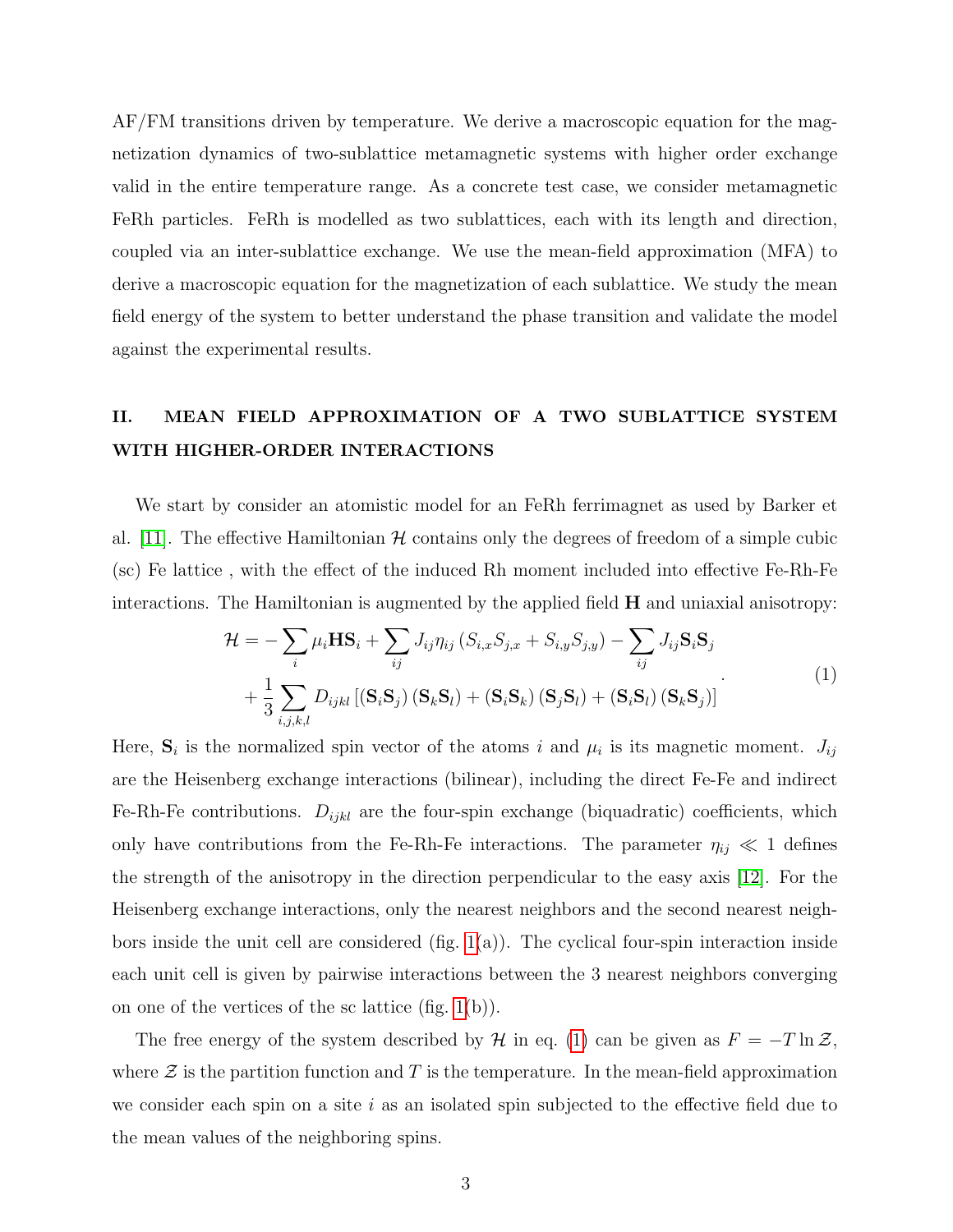AF/FM transitions driven by temperature. We derive a macroscopic equation for the magnetization dynamics of two-sublattice metamagnetic systems with higher order exchange valid in the entire temperature range. As a concrete test case, we consider metamagnetic FeRh particles. FeRh is modelled as two sublattices, each with its length and direction, coupled via an inter-sublattice exchange. We use the mean-field approximation (MFA) to derive a macroscopic equation for the magnetization of each sublattice. We study the mean field energy of the system to better understand the phase transition and validate the model against the experimental results.

## II. MEAN FIELD APPROXIMATION OF A TWO SUBLATTICE SYSTEM WITH HIGHER-ORDER INTERACTIONS

We start by consider an atomistic model for an FeRh ferrimagnet as used by Barker et al. [11]. The effective Hamiltonian $\mathcal{H}$ contains only the degrees of freedom of a simple cubic (sc) Fe lattice , with the effect of the induced Rh moment included into effective Fe-Rh-Fe interactions. The Hamiltonian is augmented by the applied field $\mathbf{H}$ and uniaxial anisotropy:

$$
\begin{aligned}
\mathcal{H} = &-\sum_i \mu_i \mathbf{H}\mathbf{S}_i + \sum_{ij} J_{ij}\eta_{ij}\left(S_{i,x}S_{j,x} + S_{i,y}S_{j,y}\right) - \sum_{ij} J_{ij}\mathbf{S}_i\mathbf{S}_j \\
&+ \frac{1}{3}\sum_{i,j,k,l} D_{ijkl}\left[\left(\mathbf{S}_i\mathbf{S}_j\right)\left(\mathbf{S}_k\mathbf{S}_l\right) + \left(\mathbf{S}_i\mathbf{S}_k\right)\left(\mathbf{S}_j\mathbf{S}_l\right) + \left(\mathbf{S}_i\mathbf{S}_l\right)\left(\mathbf{S}_k\mathbf{S}_j\right)\right]
\end{aligned}
\quad (1)
$$

Here, $\mathbf{S}_i$ is the normalized spin vector of the atoms $i$ and $\mu_i$ is its magnetic moment. $J_{ij}$ are the Heisenberg exchange interactions (bilinear), including the direct Fe-Fe and indirect Fe-Rh-Fe contributions. $D_{ijkl}$ are the four-spin exchange (biquadratic) coefficients, which only have contributions from the Fe-Rh-Fe interactions. The parameter $\eta_{ij} \ll 1$ defines the strength of the anisotropy in the direction perpendicular to the easy axis [12]. For the Heisenberg exchange interactions, only the nearest neighbors and the second nearest neighbors inside the unit cell are considered (fig. 1(a)). The cyclical four-spin interaction inside each unit cell is given by pairwise interactions between the 3 nearest neighbors converging on one of the vertices of the sc lattice (fig. 1(b)).

The free energy of the system described by $\mathcal{H}$ in eq. (1) can be given as $F = -T\ln\mathcal{Z}$, where $\mathcal{Z}$ is the partition function and $T$ is the temperature. In the mean-field approximation we consider each spin on a site $i$ as an isolated spin subjected to the effective field due to the mean values of the neighboring spins.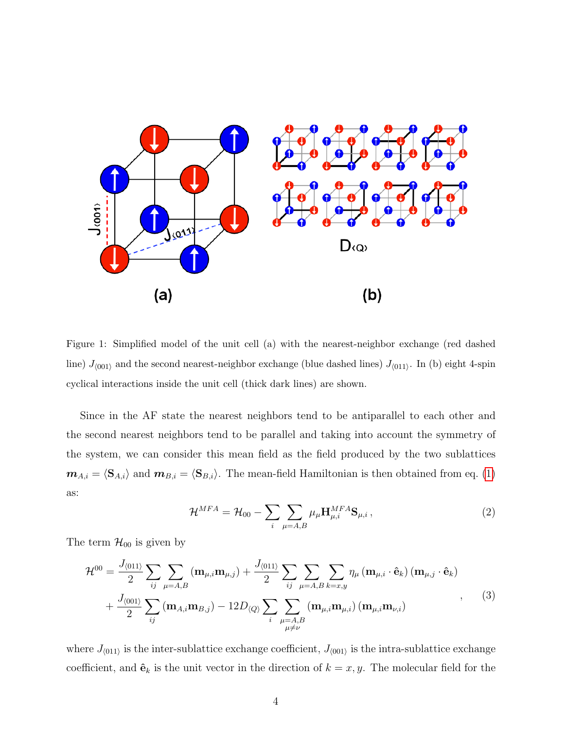Figure 1: Simplified model of the unit cell (a) with the nearest-neighbor exchange (red dashed line) $J_{\langle 001 \rangle}$ and the second nearest-neighbor exchange (blue dashed lines) $J_{\langle 011 \rangle}$. In (b) eight 4-spin cyclical interactions inside the unit cell (thick dark lines) are shown.

Since in the AF state the nearest neighbors tend to be antiparallel to each other and the second nearest neighbors tend to be parallel and taking into account the symmetry of the system, we can consider this mean field as the field produced by the two sublattices $\boldsymbol{m}_{A,i} = \langle \mathbf{S}_{A,i} \rangle$ and $\boldsymbol{m}_{B,i} = \langle \mathbf{S}_{B,i} \rangle$. The mean-field Hamiltonian is then obtained from eq. (1) as:

$$\mathcal{H}^{MFA} = \mathcal{H}_{00} - \sum_{i} \sum_{\mu=A,B} \mu_{\mu} \mathbf{H}^{MFA}_{\mu,i} \mathbf{S}_{\mu,i} \,, \tag{2}$$

The term $\mathcal{H}_{00}$ is given by

$$\begin{aligned}\mathcal{H}^{00} = \frac{J_{\langle 011 \rangle}}{2} \sum_{ij} \sum_{\mu=A,B} (\mathbf{m}_{\mu,i} \mathbf{m}_{\mu,j}) + \frac{J_{\langle 011 \rangle}}{2} \sum_{ij} \sum_{\mu=A,B} \sum_{k=x,y} \eta_{\mu} \left(\mathbf{m}_{\mu,i} \cdot \hat{\mathbf{e}}_k\right) \left(\mathbf{m}_{\mu,j} \cdot \hat{\mathbf{e}}_k\right) \\ + \frac{J_{\langle 001 \rangle}}{2} \sum_{ij} (\mathbf{m}_{A,i} \mathbf{m}_{B,j}) - 12 D_{\langle Q \rangle} \sum_{i} \sum_{\substack{\mu=A,B \\ \mu \neq \nu}} (\mathbf{m}_{\mu,i} \mathbf{m}_{\mu,i}) \left(\mathbf{m}_{\mu,i} \mathbf{m}_{\nu,i}\right)\end{aligned} \quad , \tag{3}$$

where $J_{\langle 011 \rangle}$ is the inter-sublattice exchange coefficient, $J_{\langle 001 \rangle}$ is the intra-sublattice exchange coefficient, and $\hat{\mathbf{e}}_k$ is the unit vector in the direction of $k = x, y$. The molecular field for the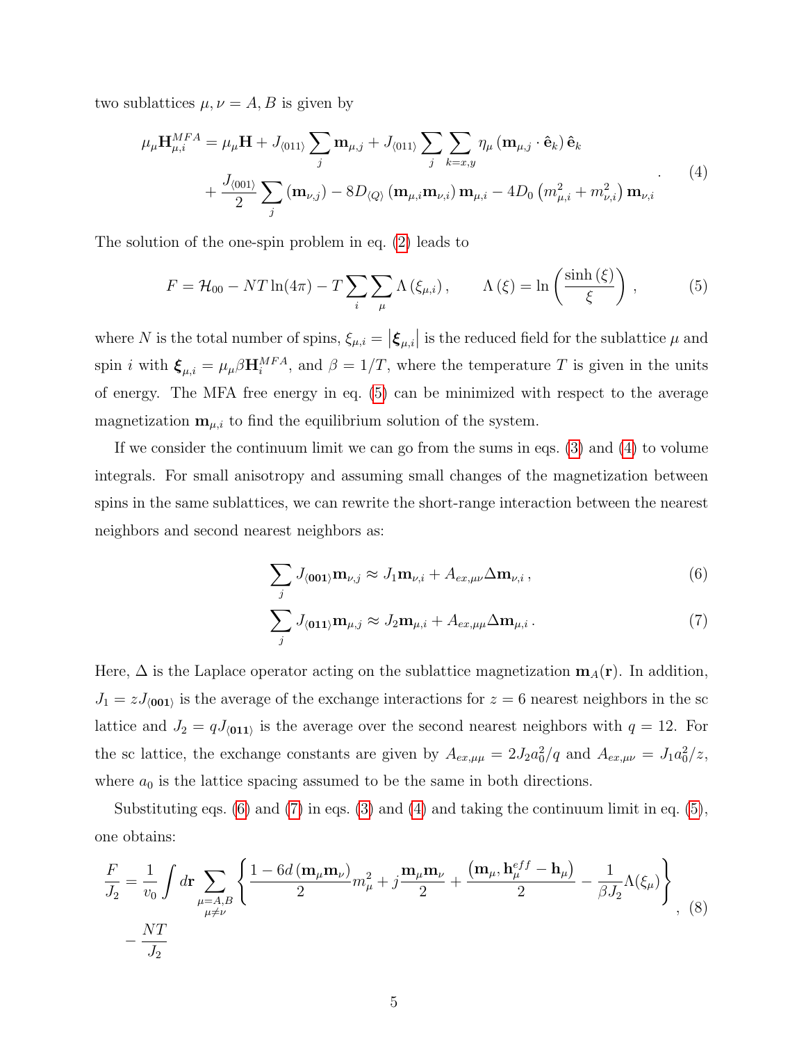two sublattices $\mu, \nu = A, B$ is given by

$$
\begin{aligned}
\mu_\mu \mathbf{H}^{MFA}_{\mu,i} &= \mu_\mu \mathbf{H} + J_{\langle 011\rangle} \sum_j \mathbf{m}_{\mu,j} + J_{\langle 011\rangle} \sum_j \sum_{k=x,y} \eta_\mu \left(\mathbf{m}_{\mu,j} \cdot \hat{\mathbf{e}}_k\right) \hat{\mathbf{e}}_k \\
&+ \frac{J_{\langle 001\rangle}}{2} \sum_j \left(\mathbf{m}_{\nu,j}\right) - 8D_{\langle Q\rangle} \left(\mathbf{m}_{\mu,i}\mathbf{m}_{\nu,i}\right) \mathbf{m}_{\mu,i} - 4D_0 \left(m^2_{\mu,i} + m^2_{\nu,i}\right) \mathbf{m}_{\nu,i}
\end{aligned} . \quad (4)
$$

The solution of the one-spin problem in eq. (2) leads to

$$
F = \mathcal{H}_{00} - NT\ln(4\pi) - T\sum_i \sum_\mu \Lambda\left(\xi_{\mu,i}\right), \qquad \Lambda\left(\xi\right) = \ln\left(\frac{\sinh\left(\xi\right)}{\xi}\right), \quad (5)
$$

where $N$ is the total number of spins, $\xi_{\mu,i} = \left|\boldsymbol{\xi}_{\mu,i}\right|$ is the reduced field for the sublattice $\mu$ and spin $i$ with $\boldsymbol{\xi}_{\mu,i} = \mu_\mu \beta \mathbf{H}^{MFA}_i$, and $\beta = 1/T$, where the temperature $T$ is given in the units of energy. The MFA free energy in eq. (5) can be minimized with respect to the average magnetization $\mathbf{m}_{\mu,i}$ to find the equilibrium solution of the system.

If we consider the continuum limit we can go from the sums in eqs. (3) and (4) to volume integrals. For small anisotropy and assuming small changes of the magnetization between spins in the same sublattices, we can rewrite the short-range interaction between the nearest neighbors and second nearest neighbors as:

$$
\sum_j J_{\langle \mathbf{001}\rangle} \mathbf{m}_{\nu,j} \approx J_1 \mathbf{m}_{\nu,i} + A_{ex,\mu\nu} \Delta \mathbf{m}_{\nu,i}\,, \quad (6)
$$

$$
\sum_j J_{\langle \mathbf{011}\rangle} \mathbf{m}_{\mu,j} \approx J_2 \mathbf{m}_{\mu,i} + A_{ex,\mu\mu} \Delta \mathbf{m}_{\mu,i}\,. \quad (7)
$$

Here, $\Delta$ is the Laplace operator acting on the sublattice magnetization $\mathbf{m}_A(\mathbf{r})$. In addition, $J_1 = zJ_{\langle \mathbf{001}\rangle}$ is the average of the exchange interactions for $z = 6$ nearest neighbors in the sc lattice and $J_2 = qJ_{\langle \mathbf{011}\rangle}$ is the average over the second nearest neighbors with $q = 12$. For the sc lattice, the exchange constants are given by $A_{ex,\mu\mu} = 2J_2 a_0^2/q$ and $A_{ex,\mu\nu} = J_1 a_0^2/z$, where $a_0$ is the lattice spacing assumed to be the same in both directions.

Substituting eqs. (6) and (7) in eqs. (3) and (4) and taking the continuum limit in eq. (5), one obtains:

$$
\begin{aligned}
\frac{F}{J_2} &= \frac{1}{v_0} \int d\mathbf{r} \sum_{\substack{\mu=A,B\\ \mu\neq\nu}} \left\{ \frac{1 - 6d\left(\mathbf{m}_\mu \mathbf{m}_\nu\right)}{2} m^2_\mu + j\frac{\mathbf{m}_\mu \mathbf{m}_\nu}{2} + \frac{\left(\mathbf{m}_\mu, \mathbf{h}^{eff}_\mu - \mathbf{h}_\mu\right)}{2} - \frac{1}{\beta J_2}\Lambda(\xi_\mu) \right\} \\
&- \frac{NT}{J_2}
\end{aligned} , \quad (8)
$$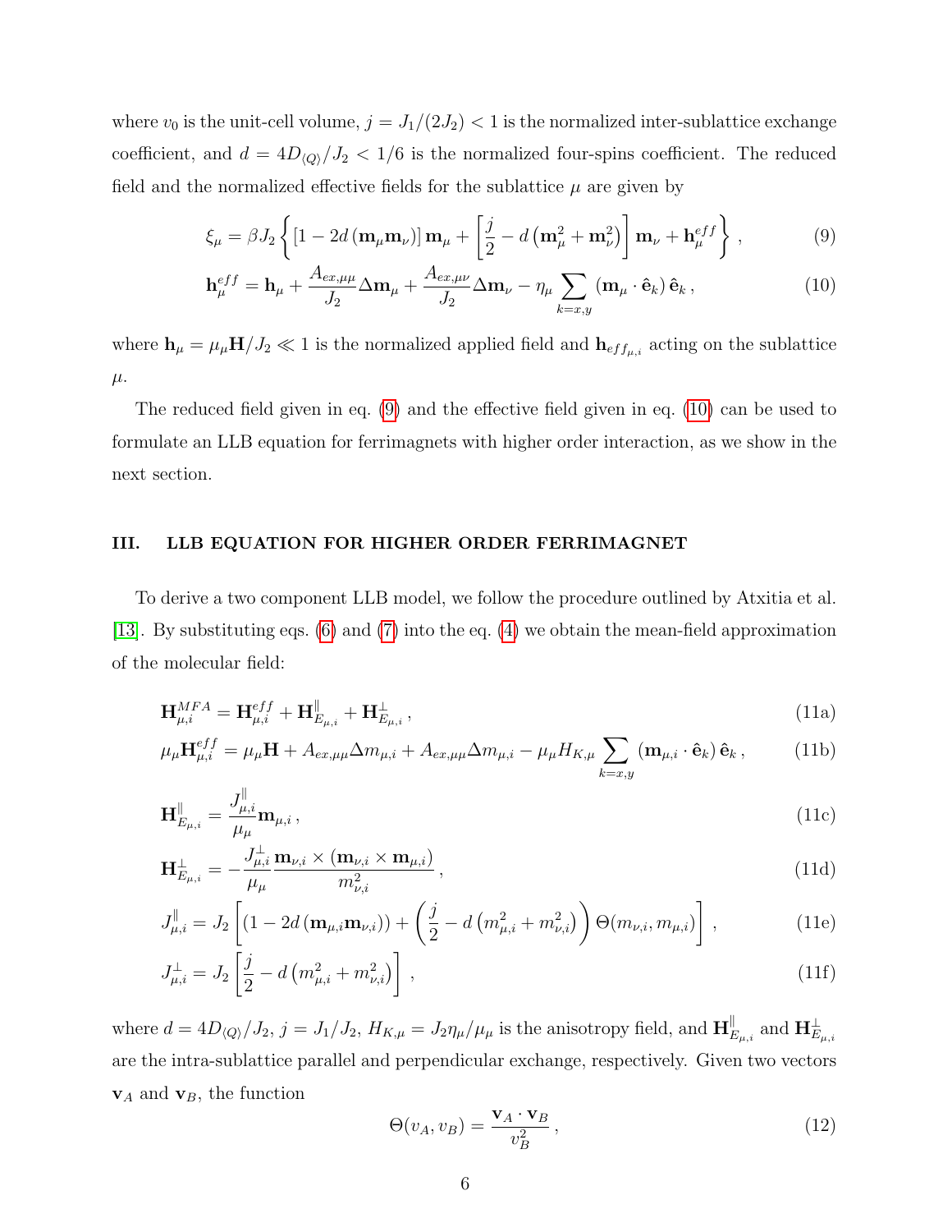where $v_0$ is the unit-cell volume, $j = J_1/(2J_2) < 1$ is the normalized inter-sublattice exchange coefficient, and $d = 4D_{\langle Q \rangle}/J_2 < 1/6$ is the normalized four-spins coefficient. The reduced field and the normalized effective fields for the sublattice $\mu$ are given by

$$\xi_\mu = \beta J_2 \left\{ \left[1 - 2d\left(\mathbf{m}_\mu \mathbf{m}_\nu\right)\right] \mathbf{m}_\mu + \left[\frac{j}{2} - d\left(\mathbf{m}_\mu^2 + \mathbf{m}_\nu^2\right)\right] \mathbf{m}_\nu + \mathbf{h}_\mu^{eff} \right\} , \tag{9}$$

$$\mathbf{h}_\mu^{eff} = \mathbf{h}_\mu + \frac{A_{ex,\mu\mu}}{J_2} \Delta \mathbf{m}_\mu + \frac{A_{ex,\mu\nu}}{J_2} \Delta \mathbf{m}_\nu - \eta_\mu \sum_{k=x,y} \left(\mathbf{m}_\mu \cdot \hat{\mathbf{e}}_k\right) \hat{\mathbf{e}}_k , \tag{10}$$

where $\mathbf{h}_\mu = \mu_\mu \mathbf{H}/J_2 \ll 1$ is the normalized applied field and $\mathbf{h}_{eff_{\mu,i}}$ acting on the sublattice $\mu$.

The reduced field given in eq. (9) and the effective field given in eq. (10) can be used to formulate an LLB equation for ferrimagnets with higher order interaction, as we show in the next section.

## III. LLB EQUATION FOR HIGHER ORDER FERRIMAGNET

To derive a two component LLB model, we follow the procedure outlined by Atxitia et al. [13]. By substituting eqs. (6) and (7) into the eq. (4) we obtain the mean-field approximation of the molecular field:

$$\mathbf{H}_{\mu,i}^{MFA} = \mathbf{H}_{\mu,i}^{eff} + \mathbf{H}_{E_{\mu,i}}^{\parallel} + \mathbf{H}_{E_{\mu,i}}^{\perp} , \tag{11a}$$

$$\mu_\mu \mathbf{H}_{\mu,i}^{eff} = \mu_\mu \mathbf{H} + A_{ex,\mu\mu} \Delta m_{\mu,i} + A_{ex,\mu\mu} \Delta m_{\mu,i} - \mu_\mu H_{K,\mu} \sum_{k=x,y} \left(\mathbf{m}_{\mu,i} \cdot \hat{\mathbf{e}}_k\right) \hat{\mathbf{e}}_k , \tag{11b}$$

$$\mathbf{H}_{E_{\mu,i}}^{\parallel} = \frac{J_{\mu,i}^{\parallel}}{\mu_\mu} \mathbf{m}_{\mu,i} , \tag{11c}$$

$$\mathbf{H}_{E_{\mu,i}}^{\perp} = -\frac{J_{\mu,i}^{\perp}}{\mu_\mu} \frac{\mathbf{m}_{\nu,i} \times \left(\mathbf{m}_{\nu,i} \times \mathbf{m}_{\mu,i}\right)}{m_{\nu,i}^2} , \tag{11d}$$

$$J_{\mu,i}^{\parallel} = J_2 \left[ \left(1 - 2d\left(\mathbf{m}_{\mu,i} \mathbf{m}_{\nu,i}\right)\right) + \left(\frac{j}{2} - d\left(m_{\mu,i}^2 + m_{\nu,i}^2\right)\right) \Theta(m_{\nu,i}, m_{\mu,i}) \right] , \tag{11e}$$

$$J_{\mu,i}^{\perp} = J_2 \left[ \frac{j}{2} - d\left(m_{\mu,i}^2 + m_{\nu,i}^2\right) \right] , \tag{11f}$$

where $d = 4D_{\langle Q \rangle}/J_2$, $j = J_1/J_2$, $H_{K,\mu} = J_2 \eta_\mu / \mu_\mu$ is the anisotropy field, and $\mathbf{H}_{E_{\mu,i}}^{\parallel}$ and $\mathbf{H}_{E_{\mu,i}}^{\perp}$ are the intra-sublattice parallel and perpendicular exchange, respectively. Given two vectors $\mathbf{v}_A$ and $\mathbf{v}_B$, the function

$$\Theta(v_A, v_B) = \frac{\mathbf{v}_A \cdot \mathbf{v}_B}{v_B^2} , \tag{12}$$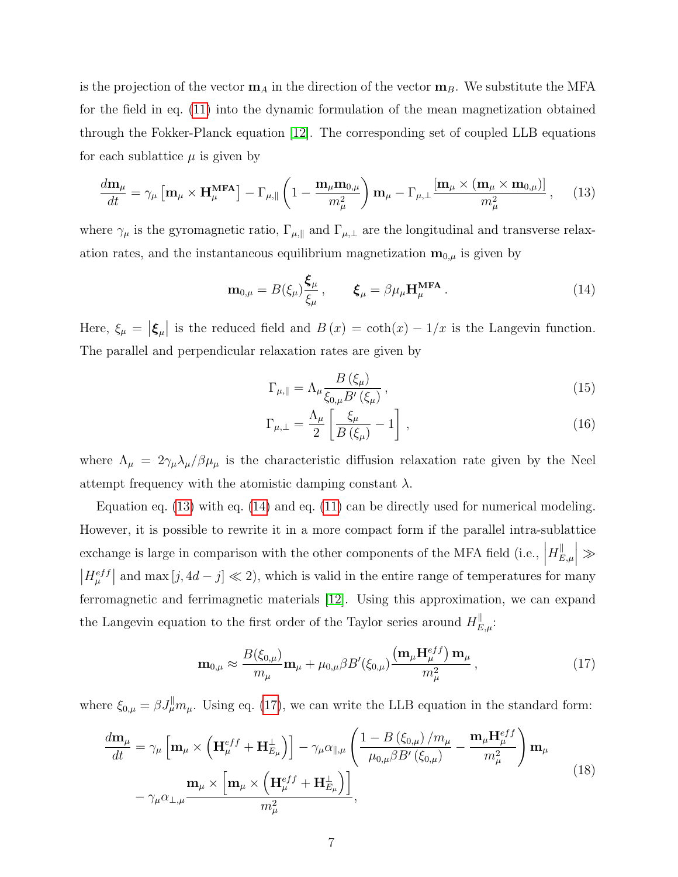is the projection of the vector $\mathbf{m}_A$ in the direction of the vector $\mathbf{m}_B$. We substitute the MFA for the field in eq. (11) into the dynamic formulation of the mean magnetization obtained through the Fokker-Planck equation [12]. The corresponding set of coupled LLB equations for each sublattice $\mu$ is given by

$$\frac{d\mathbf{m}_\mu}{dt} = \gamma_\mu \left[\mathbf{m}_\mu \times \mathbf{H}_\mu^{\mathbf{MFA}}\right] - \Gamma_{\mu,\parallel}\left(1 - \frac{\mathbf{m}_\mu \mathbf{m}_{0,\mu}}{m_\mu^2}\right)\mathbf{m}_\mu - \Gamma_{\mu,\perp}\frac{\left[\mathbf{m}_\mu \times \left(\mathbf{m}_\mu \times \mathbf{m}_{0,\mu}\right)\right]}{m_\mu^2}\,, \quad (13)$$

where $\gamma_\mu$ is the gyromagnetic ratio, $\Gamma_{\mu,\parallel}$ and $\Gamma_{\mu,\perp}$ are the longitudinal and transverse relaxation rates, and the instantaneous equilibrium magnetization $\mathbf{m}_{0,\mu}$ is given by

$$\mathbf{m}_{0,\mu} = B(\xi_\mu)\frac{\boldsymbol{\xi}_\mu}{\xi_\mu}\,, \qquad \boldsymbol{\xi}_\mu = \beta\mu_\mu \mathbf{H}_\mu^{\mathbf{MFA}}\,. \quad (14)$$

Here, $\xi_\mu = \left|\boldsymbol{\xi}_\mu\right|$ is the reduced field and $B\left(x\right) = \coth(x) - 1/x$ is the Langevin function. The parallel and perpendicular relaxation rates are given by

$$\Gamma_{\mu,\parallel} = \Lambda_\mu \frac{B\left(\xi_\mu\right)}{\xi_{0,\mu} B'\left(\xi_\mu\right)}\,, \quad (15)$$

$$\Gamma_{\mu,\perp} = \frac{\Lambda_\mu}{2}\left[\frac{\xi_\mu}{B\left(\xi_\mu\right)} - 1\right]\,, \quad (16)$$

where $\Lambda_\mu = 2\gamma_\mu\lambda_\mu/\beta\mu_\mu$ is the characteristic diffusion relaxation rate given by the Neel attempt frequency with the atomistic damping constant $\lambda$.

Equation eq. (13) with eq. (14) and eq. (11) can be directly used for numerical modeling. However, it is possible to rewrite it in a more compact form if the parallel intra-sublattice exchange is large in comparison with the other components of the MFA field (i.e., $\left|H_{E,\mu}^{\parallel}\right| \gg \left|H_\mu^{eff}\right|$ and $\max\left[j, 4d - j\right] \ll 2$), which is valid in the entire range of temperatures for many ferromagnetic and ferrimagnetic materials [12]. Using this approximation, we can expand the Langevin equation to the first order of the Taylor series around $H_{E,\mu}^{\parallel}$:

$$\mathbf{m}_{0,\mu} \approx \frac{B(\xi_{0,\mu})}{m_\mu}\mathbf{m}_\mu + \mu_{0,\mu}\beta B'(\xi_{0,\mu})\frac{\left(\mathbf{m}_\mu \mathbf{H}_\mu^{eff}\right)\mathbf{m}_\mu}{m_\mu^2}\,, \quad (17)$$

where $\xi_{0,\mu} = \beta J_\mu^{\parallel} m_\mu$. Using eq. (17), we can write the LLB equation in the standard form:

$$\begin{aligned}\frac{d\mathbf{m}_\mu}{dt} = {} & \gamma_\mu\left[\mathbf{m}_\mu \times \left(\mathbf{H}_\mu^{eff} + \mathbf{H}_{E_\mu}^{\perp}\right)\right] - \gamma_\mu\alpha_{\parallel,\mu}\left(\frac{1 - B\left(\xi_{0,\mu}\right)/m_\mu}{\mu_{0,\mu}\beta B'\left(\xi_{0,\mu}\right)} - \frac{\mathbf{m}_\mu \mathbf{H}_\mu^{eff}}{m_\mu^2}\right)\mathbf{m}_\mu \\ & - \gamma_\mu\alpha_{\perp,\mu}\frac{\mathbf{m}_\mu \times \left[\mathbf{m}_\mu \times \left(\mathbf{H}_\mu^{eff} + \mathbf{H}_{E_\mu}^{\perp}\right)\right]}{m_\mu^2},\end{aligned} \quad (18)$$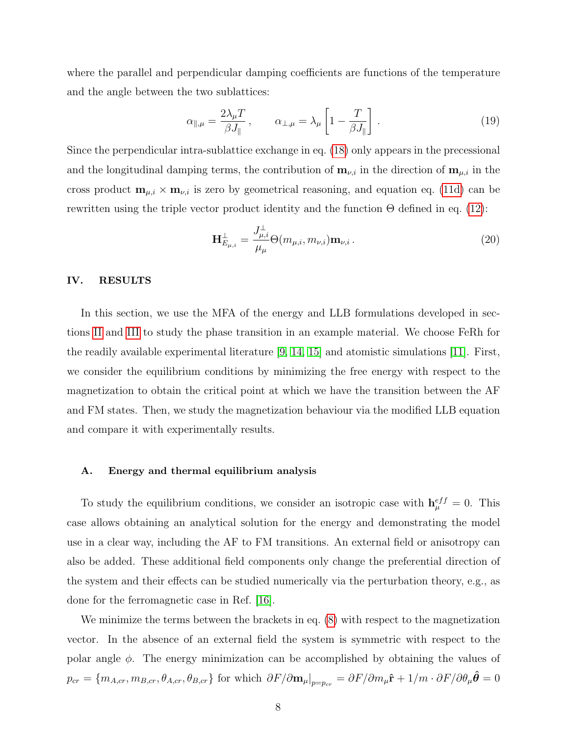where the parallel and perpendicular damping coefficients are functions of the temperature and the angle between the two sublattices:

$$\alpha_{\parallel,\mu} = \frac{2\lambda_\mu T}{\beta J_\parallel}\,, \qquad \alpha_{\perp,\mu} = \lambda_\mu \left[1 - \frac{T}{\beta J_\parallel}\right]\,. \tag{19}$$

Since the perpendicular intra-sublattice exchange in eq. (18) only appears in the precessional and the longitudinal damping terms, the contribution of $\mathbf{m}_{\nu,i}$ in the direction of $\mathbf{m}_{\mu,i}$ in the cross product $\mathbf{m}_{\mu,i} \times \mathbf{m}_{\nu,i}$ is zero by geometrical reasoning, and equation eq. (11d) can be rewritten using the triple vector product identity and the function $\Theta$ defined in eq. (12):

$$\mathbf{H}^{\perp}_{E_{\mu,i}} = \frac{J^{\perp}_{\mu,i}}{\mu_\mu}\Theta(m_{\mu,i}, m_{\nu,i})\mathbf{m}_{\nu,i}\,. \tag{20}$$

## IV. RESULTS

In this section, we use the MFA of the energy and LLB formulations developed in sections II and III to study the phase transition in an example material. We choose FeRh for the readily available experimental literature [9, 14, 15] and atomistic simulations [11]. First, we consider the equilibrium conditions by minimizing the free energy with respect to the magnetization to obtain the critical point at which we have the transition between the AF and FM states. Then, we study the magnetization behaviour via the modified LLB equation and compare it with experimentally results.

### A. Energy and thermal equilibrium analysis

To study the equilibrium conditions, we consider an isotropic case with $\mathbf{h}^{eff}_{\mu} = 0$. This case allows obtaining an analytical solution for the energy and demonstrating the model use in a clear way, including the AF to FM transitions. An external field or anisotropy can also be added. These additional field components only change the preferential direction of the system and their effects can be studied numerically via the perturbation theory, e.g., as done for the ferromagnetic case in Ref. [16].

We minimize the terms between the brackets in eq. (8) with respect to the magnetization vector. In the absence of an external field the system is symmetric with respect to the polar angle $\phi$. The energy minimization can be accomplished by obtaining the values of $p_{cr} = \{m_{A,cr}, m_{B,cr}, \theta_{A,cr}, \theta_{B,cr}\}$ for which $\partial F/\partial \mathbf{m}_\mu|_{p=p_{cr}} = \partial F/\partial m_\mu \hat{\mathbf{r}} + 1/m \cdot \partial F/\partial \theta_\mu \hat{\boldsymbol{\theta}} = 0$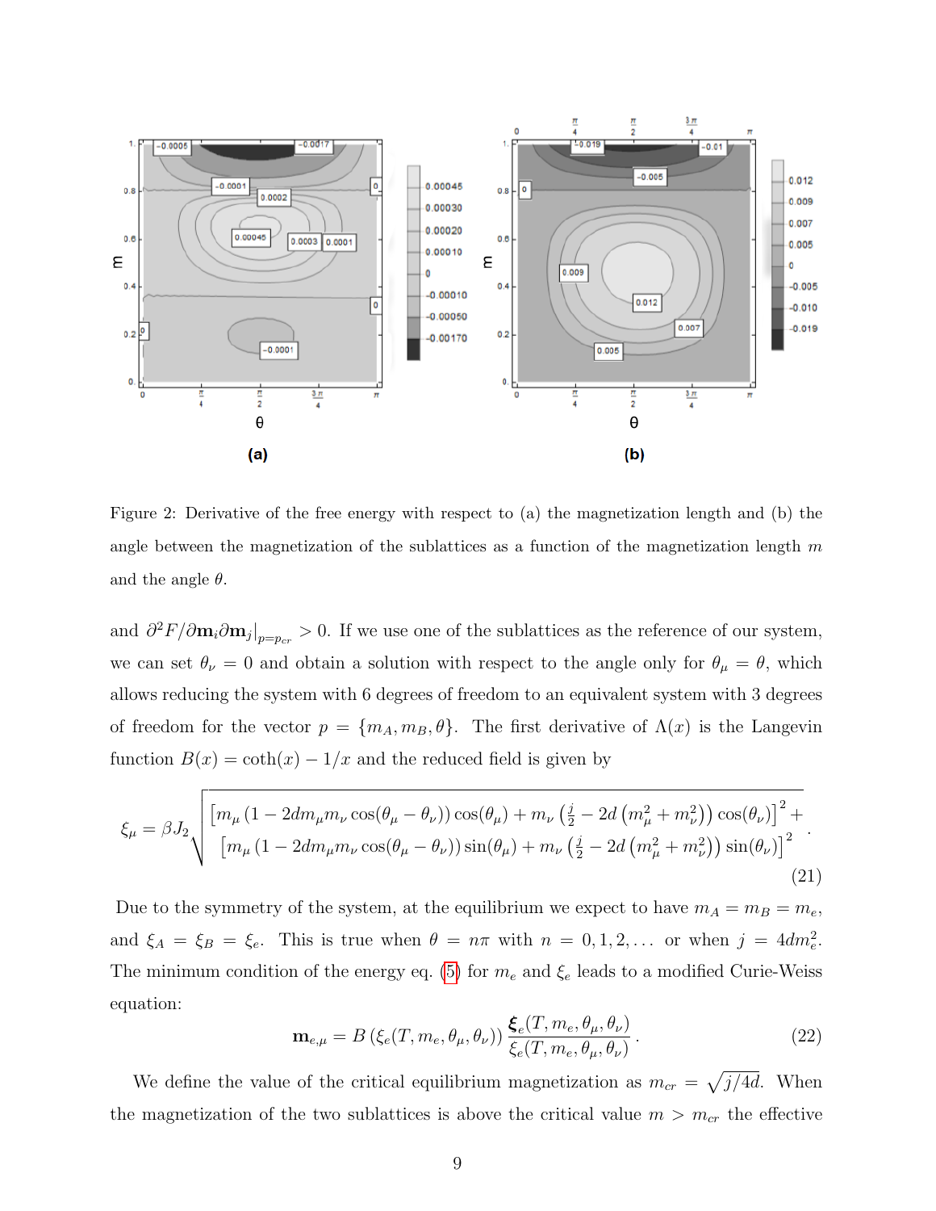Figure 2: Derivative of the free energy with respect to (a) the magnetization length and (b) the angle between the magnetization of the sublattices as a function of the magnetization length $m$ and the angle $\theta$.

and $\partial^2 F/\partial \mathbf{m}_i \partial \mathbf{m}_j|_{p=p_{cr}} > 0$. If we use one of the sublattices as the reference of our system, we can set $\theta_\nu = 0$ and obtain a solution with respect to the angle only for $\theta_\mu = \theta$, which allows reducing the system with 6 degrees of freedom to an equivalent system with 3 degrees of freedom for the vector $p = \{m_A, m_B, \theta\}$. The first derivative of $\Lambda(x)$ is the Langevin function $B(x) = \coth(x) - 1/x$ and the reduced field is given by

$$\xi_\mu = \beta J_2 \sqrt{\begin{matrix} \left[m_\mu \left(1 - 2d m_\mu m_\nu \cos(\theta_\mu - \theta_\nu)\right) \cos(\theta_\mu) + m_\nu \left(\frac{j}{2} - 2d\left(m_\mu^2 + m_\nu^2\right)\right) \cos(\theta_\nu)\right]^2 + \\ \left[m_\mu \left(1 - 2d m_\mu m_\nu \cos(\theta_\mu - \theta_\nu)\right) \sin(\theta_\mu) + m_\nu \left(\frac{j}{2} - 2d\left(m_\mu^2 + m_\nu^2\right)\right) \sin(\theta_\nu)\right]^2 \end{matrix}}. \tag{21}$$

Due to the symmetry of the system, at the equilibrium we expect to have $m_A = m_B = m_e$, and $\xi_A = \xi_B = \xi_e$. This is true when $\theta = n\pi$ with $n = 0, 1, 2, \ldots$ or when $j = 4dm_e^2$. The minimum condition of the energy eq. (5) for $m_e$ and $\xi_e$ leads to a modified Curie-Weiss equation:

$$\mathbf{m}_{e,\mu} = B\left(\xi_e(T, m_e, \theta_\mu, \theta_\nu)\right) \frac{\boldsymbol{\xi}_e(T, m_e, \theta_\mu, \theta_\nu)}{\xi_e(T, m_e, \theta_\mu, \theta_\nu)}. \tag{22}$$

We define the value of the critical equilibrium magnetization as $m_{cr} = \sqrt{j/4d}$. When the magnetization of the two sublattices is above the critical value $m > m_{cr}$ the effective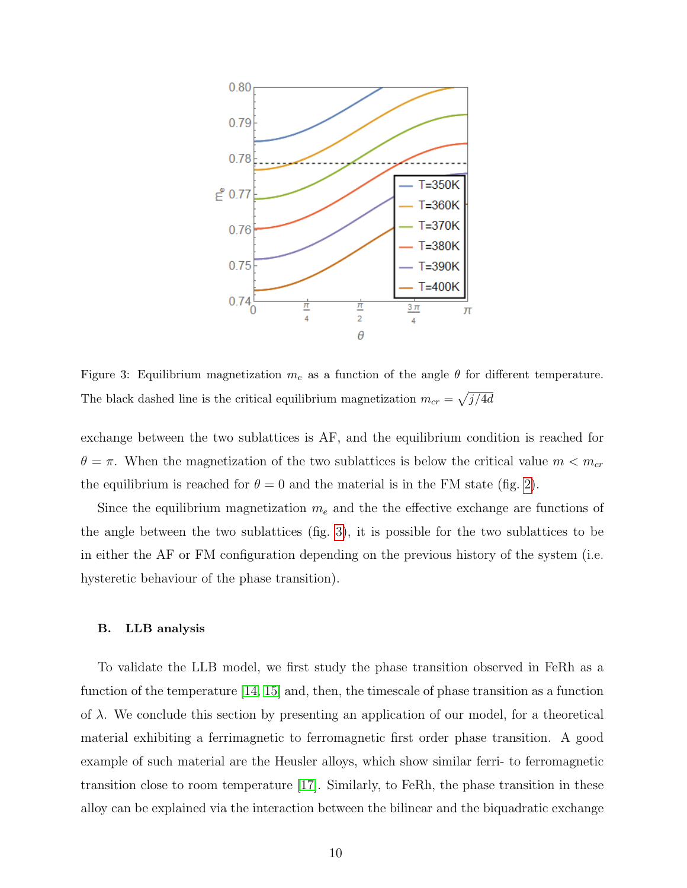Figure 3: Equilibrium magnetization $m_e$ as a function of the angle $\theta$ for different temperature. The black dashed line is the critical equilibrium magnetization $m_{cr} = \sqrt{j/4d}$

exchange between the two sublattices is AF, and the equilibrium condition is reached for $\theta = \pi$. When the magnetization of the two sublattices is below the critical value $m < m_{cr}$ the equilibrium is reached for $\theta = 0$ and the material is in the FM state (fig. 2).

Since the equilibrium magnetization $m_e$ and the the effective exchange are functions of the angle between the two sublattices (fig. 3), it is possible for the two sublattices to be in either the AF or FM configuration depending on the previous history of the system (i.e. hysteretic behaviour of the phase transition).

### B. LLB analysis

To validate the LLB model, we first study the phase transition observed in FeRh as a function of the temperature [14, 15] and, then, the timescale of phase transition as a function of $\lambda$. We conclude this section by presenting an application of our model, for a theoretical material exhibiting a ferrimagnetic to ferromagnetic first order phase transition. A good example of such material are the Heusler alloys, which show similar ferri- to ferromagnetic transition close to room temperature [17]. Similarly, to FeRh, the phase transition in these alloy can be explained via the interaction between the bilinear and the biquadratic exchange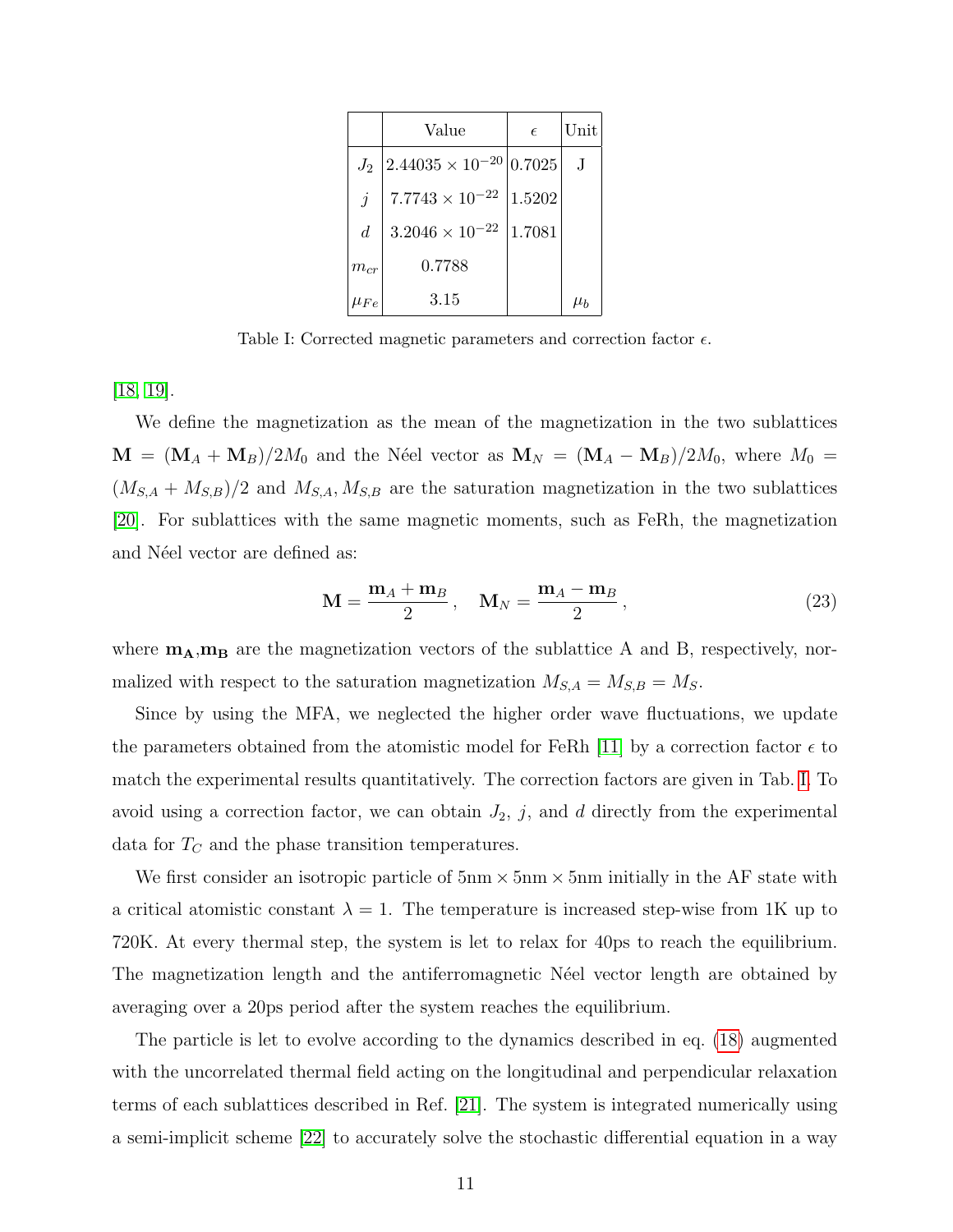|  | Value | $\epsilon$ | Unit |
|---|---|---|---|
| $J_2$ | $2.44035 \times 10^{-20}$ | 0.7025 | J |
| $j$ | $7.7743 \times 10^{-22}$ | 1.5202 |  |
| $d$ | $3.2046 \times 10^{-22}$ | 1.7081 |  |
| $m_{cr}$ | 0.7788 |  |  |
| $\mu_{Fe}$ | 3.15 |  | $\mu_b$ |

Table I: Corrected magnetic parameters and correction factor $\epsilon$.

[18, 19].

We define the magnetization as the mean of the magnetization in the two sublattices $\mathbf{M} = (\mathbf{M}_A + \mathbf{M}_B)/2M_0$ and the Néel vector as $\mathbf{M}_N = (\mathbf{M}_A - \mathbf{M}_B)/2M_0$, where $M_0 = (M_{S,A} + M_{S,B})/2$ and $M_{S,A}, M_{S,B}$ are the saturation magnetization in the two sublattices [20]. For sublattices with the same magnetic moments, such as FeRh, the magnetization and Néel vector are defined as:

$$\mathbf{M} = \frac{\mathbf{m}_A + \mathbf{m}_B}{2}, \quad \mathbf{M}_N = \frac{\mathbf{m}_A - \mathbf{m}_B}{2}, \tag{23}$$

where $\mathbf{m_A}$,$\mathbf{m_B}$ are the magnetization vectors of the sublattice A and B, respectively, normalized with respect to the saturation magnetization $M_{S,A} = M_{S,B} = M_S$.

Since by using the MFA, we neglected the higher order wave fluctuations, we update the parameters obtained from the atomistic model for FeRh [11] by a correction factor $\epsilon$ to match the experimental results quantitatively. The correction factors are given in Tab. I. To avoid using a correction factor, we can obtain $J_2$, $j$, and $d$ directly from the experimental data for $T_C$ and the phase transition temperatures.

We first consider an isotropic particle of 5nm $\times$ 5nm $\times$ 5nm initially in the AF state with a critical atomistic constant $\lambda = 1$. The temperature is increased step-wise from 1K up to 720K. At every thermal step, the system is let to relax for 40ps to reach the equilibrium. The magnetization length and the antiferromagnetic Néel vector length are obtained by averaging over a 20ps period after the system reaches the equilibrium.

The particle is let to evolve according to the dynamics described in eq. (18) augmented with the uncorrelated thermal field acting on the longitudinal and perpendicular relaxation terms of each sublattices described in Ref. [21]. The system is integrated numerically using a semi-implicit scheme [22] to accurately solve the stochastic differential equation in a way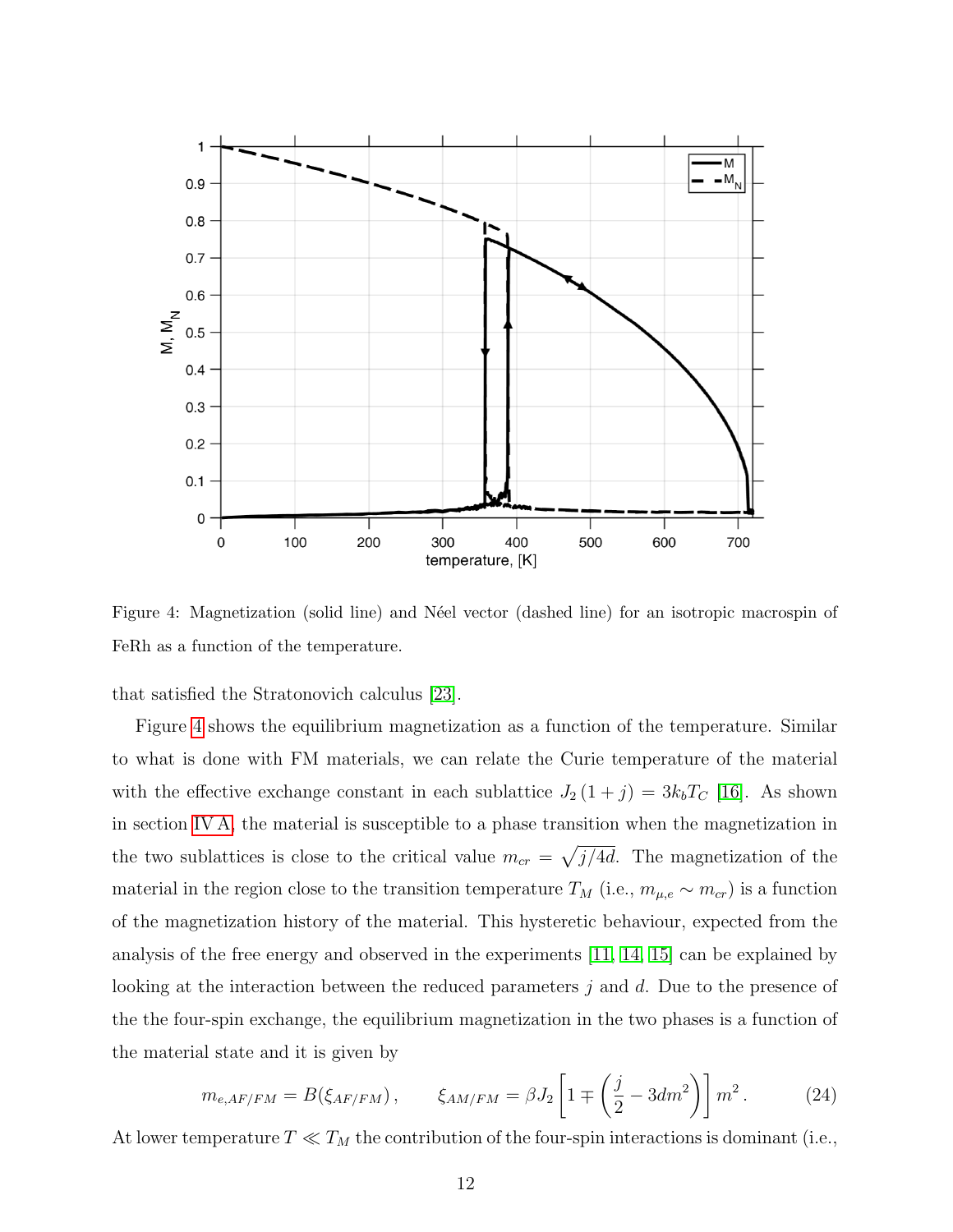Figure 4: Magnetization (solid line) and Néel vector (dashed line) for an isotropic macrospin of FeRh as a function of the temperature.

that satisfied the Stratonovich calculus [23].

Figure 4 shows the equilibrium magnetization as a function of the temperature. Similar to what is done with FM materials, we can relate the Curie temperature of the material with the effective exchange constant in each sublattice $J_2\,(1+j) = 3k_bT_C$ [16]. As shown in section IV A, the material is susceptible to a phase transition when the magnetization in the two sublattices is close to the critical value $m_{cr} = \sqrt{j/4d}$. The magnetization of the material in the region close to the transition temperature $T_M$ (i.e., $m_{\mu,e} \sim m_{cr}$) is a function of the magnetization history of the material. This hysteretic behaviour, expected from the analysis of the free energy and observed in the experiments [11, 14, 15] can be explained by looking at the interaction between the reduced parameters $j$ and $d$. Due to the presence of the the four-spin exchange, the equilibrium magnetization in the two phases is a function of the material state and it is given by

$$m_{e,AF/FM} = B(\xi_{AF/FM})\,, \qquad \xi_{AM/FM} = \beta J_2\left[1 \mp \left(\frac{j}{2} - 3dm^2\right)\right]m^2\,. \tag{24}$$

At lower temperature $T \ll T_M$ the contribution of the four-spin interactions is dominant (i.e.,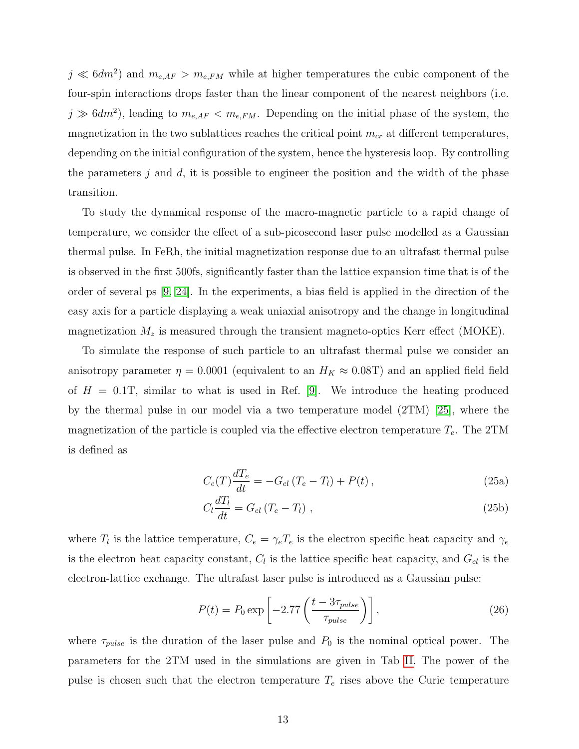$j \ll 6dm^2$) and $m_{e,AF} > m_{e,FM}$ while at higher temperatures the cubic component of the four-spin interactions drops faster than the linear component of the nearest neighbors (i.e. $j \gg 6dm^2$), leading to $m_{e,AF} < m_{e,FM}$. Depending on the initial phase of the system, the magnetization in the two sublattices reaches the critical point $m_{cr}$ at different temperatures, depending on the initial configuration of the system, hence the hysteresis loop. By controlling the parameters $j$ and $d$, it is possible to engineer the position and the width of the phase transition.

To study the dynamical response of the macro-magnetic particle to a rapid change of temperature, we consider the effect of a sub-picosecond laser pulse modelled as a Gaussian thermal pulse. In FeRh, the initial magnetization response due to an ultrafast thermal pulse is observed in the first 500fs, significantly faster than the lattice expansion time that is of the order of several ps [9, 24]. In the experiments, a bias field is applied in the direction of the easy axis for a particle displaying a weak uniaxial anisotropy and the change in longitudinal magnetization $M_z$ is measured through the transient magneto-optics Kerr effect (MOKE).

To simulate the response of such particle to an ultrafast thermal pulse we consider an anisotropy parameter $\eta = 0.0001$ (equivalent to an $H_K \approx 0.08$T) and an applied field field of $H = 0.1$T, similar to what is used in Ref. [9]. We introduce the heating produced by the thermal pulse in our model via a two temperature model (2TM) [25], where the magnetization of the particle is coupled via the effective electron temperature $T_e$. The 2TM is defined as

$$C_e(T)\frac{dT_e}{dt} = -G_{el}\left(T_e - T_l\right) + P(t)\,, \tag{25a}$$

$$C_l\frac{dT_l}{dt} = G_{el}\left(T_e - T_l\right)\,, \tag{25b}$$

where $T_l$ is the lattice temperature, $C_e = \gamma_e T_e$ is the electron specific heat capacity and $\gamma_e$ is the electron heat capacity constant, $C_l$ is the lattice specific heat capacity, and $G_{el}$ is the electron-lattice exchange. The ultrafast laser pulse is introduced as a Gaussian pulse:

$$P(t) = P_0 \exp\left[-2.77\left(\frac{t - 3\tau_{pulse}}{\tau_{pulse}}\right)\right], \tag{26}$$

where $\tau_{pulse}$ is the duration of the laser pulse and $P_0$ is the nominal optical power. The parameters for the 2TM used in the simulations are given in Tab II. The power of the pulse is chosen such that the electron temperature $T_e$ rises above the Curie temperature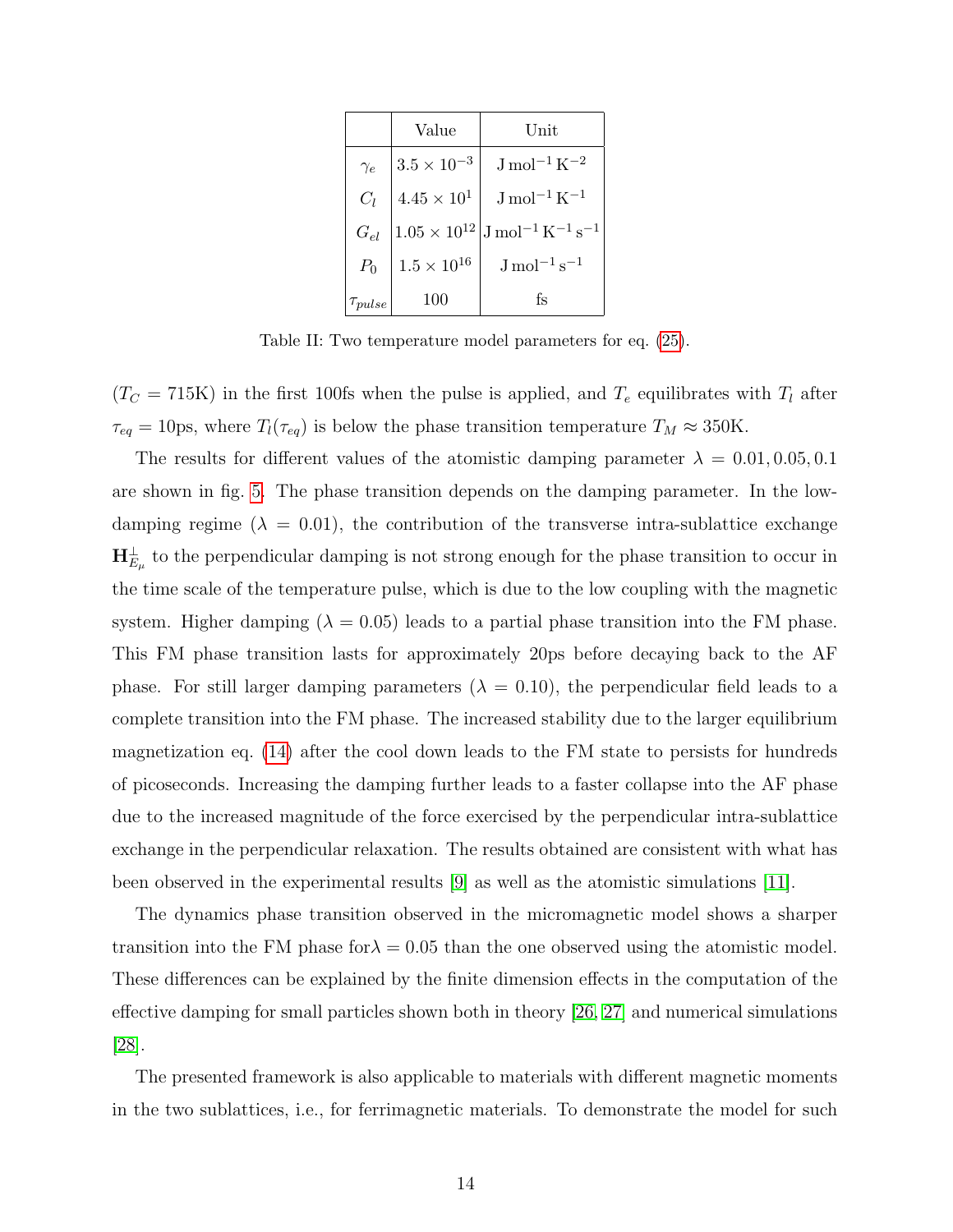| | Value | Unit |
|---|---|---|
| $\gamma_e$ | $3.5 \times 10^{-3}$ | $\mathrm{J\,mol^{-1}\,K^{-2}}$ |
| $C_l$ | $4.45 \times 10^{1}$ | $\mathrm{J\,mol^{-1}\,K^{-1}}$ |
| $G_{el}$ | $1.05 \times 10^{12}$ | $\mathrm{J\,mol^{-1}\,K^{-1}\,s^{-1}}$ |
| $P_0$ | $1.5 \times 10^{16}$ | $\mathrm{J\,mol^{-1}\,s^{-1}}$ |
| $\tau_{pulse}$ | 100 | fs |

Table II: Two temperature model parameters for eq. (25).

($T_C = 715$K) in the first 100fs when the pulse is applied, and $T_e$ equilibrates with $T_l$ after $\tau_{eq} = 10$ps, where $T_l(\tau_{eq})$ is below the phase transition temperature $T_M \approx 350$K.

The results for different values of the atomistic damping parameter $\lambda = 0.01, 0.05, 0.1$ are shown in fig. 5. The phase transition depends on the damping parameter. In the low-damping regime ($\lambda = 0.01$), the contribution of the transverse intra-sublattice exchange $\mathbf{H}^{\perp}_{E_\mu}$ to the perpendicular damping is not strong enough for the phase transition to occur in the time scale of the temperature pulse, which is due to the low coupling with the magnetic system. Higher damping ($\lambda = 0.05$) leads to a partial phase transition into the FM phase. This FM phase transition lasts for approximately 20ps before decaying back to the AF phase. For still larger damping parameters ($\lambda = 0.10$), the perpendicular field leads to a complete transition into the FM phase. The increased stability due to the larger equilibrium magnetization eq. (14) after the cool down leads to the FM state to persists for hundreds of picoseconds. Increasing the damping further leads to a faster collapse into the AF phase due to the increased magnitude of the force exercised by the perpendicular intra-sublattice exchange in the perpendicular relaxation. The results obtained are consistent with what has been observed in the experimental results [9] as well as the atomistic simulations [11].

The dynamics phase transition observed in the micromagnetic model shows a sharper transition into the FM phase for$\lambda = 0.05$ than the one observed using the atomistic model. These differences can be explained by the finite dimension effects in the computation of the effective damping for small particles shown both in theory [26, 27] and numerical simulations [28].

The presented framework is also applicable to materials with different magnetic moments in the two sublattices, i.e., for ferrimagnetic materials. To demonstrate the model for such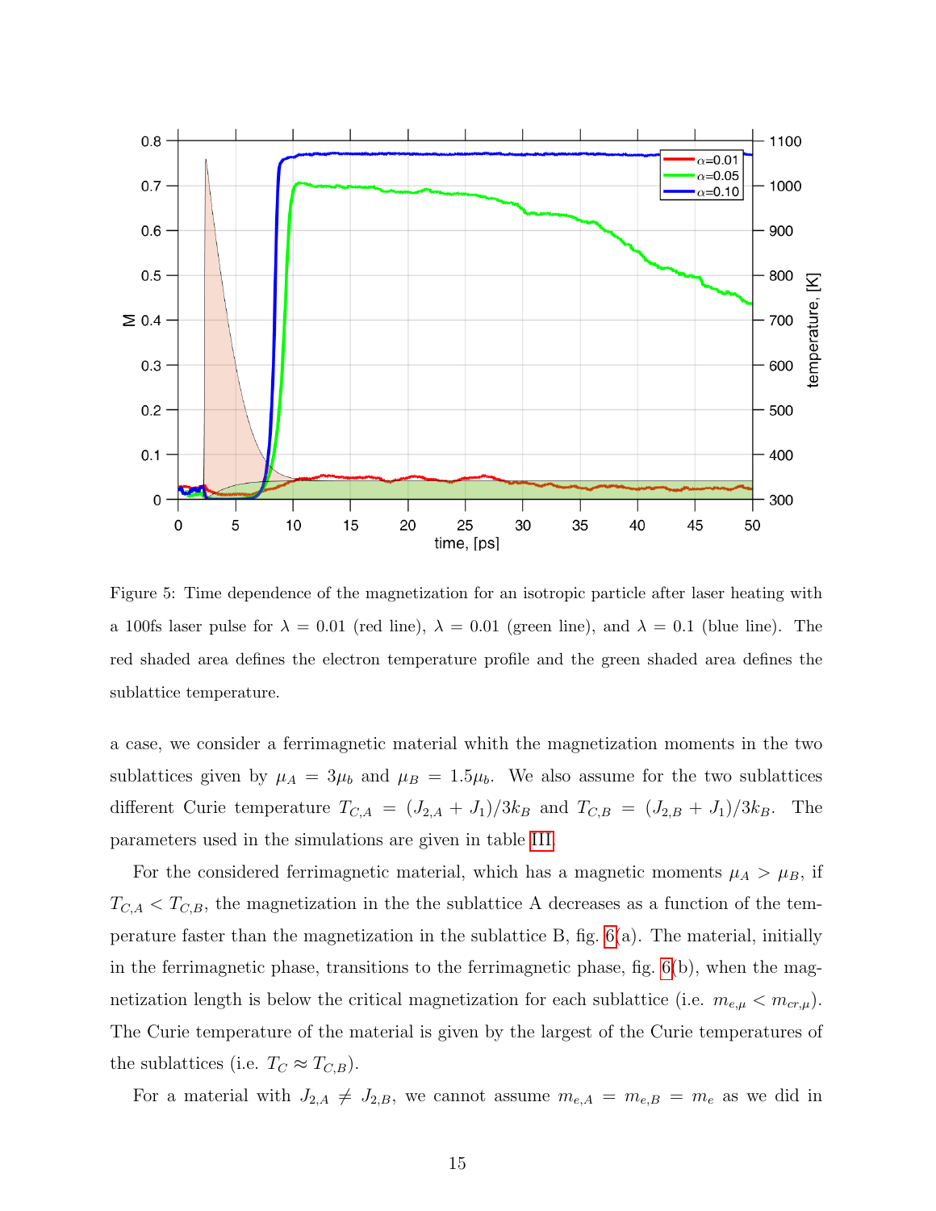Figure 5: Time dependence of the magnetization for an isotropic particle after laser heating with a 100fs laser pulse for $\lambda = 0.01$ (red line), $\lambda = 0.01$ (green line), and $\lambda = 0.1$ (blue line). The red shaded area defines the electron temperature profile and the green shaded area defines the sublattice temperature.

a case, we consider a ferrimagnetic material whith the magnetization moments in the two sublattices given by $\mu_A = 3\mu_b$ and $\mu_B = 1.5\mu_b$. We also assume for the two sublattices different Curie temperature $T_{C,A} = (J_{2,A} + J_1)/3k_B$ and $T_{C,B} = (J_{2,B} + J_1)/3k_B$. The parameters used in the simulations are given in table III.

For the considered ferrimagnetic material, which has a magnetic moments $\mu_A > \mu_B$, if $T_{C,A} < T_{C,B}$, the magnetization in the the sublattice A decreases as a function of the temperature faster than the magnetization in the sublattice B, fig. 6(a). The material, initially in the ferrimagnetic phase, transitions to the ferrimagnetic phase, fig. 6(b), when the magnetization length is below the critical magnetization for each sublattice (i.e. $m_{e,\mu} < m_{cr,\mu}$). The Curie temperature of the material is given by the largest of the Curie temperatures of the sublattices (i.e. $T_C \approx T_{C,B}$).

For a material with $J_{2,A} \neq J_{2,B}$, we cannot assume $m_{e,A} = m_{e,B} = m_e$ as we did in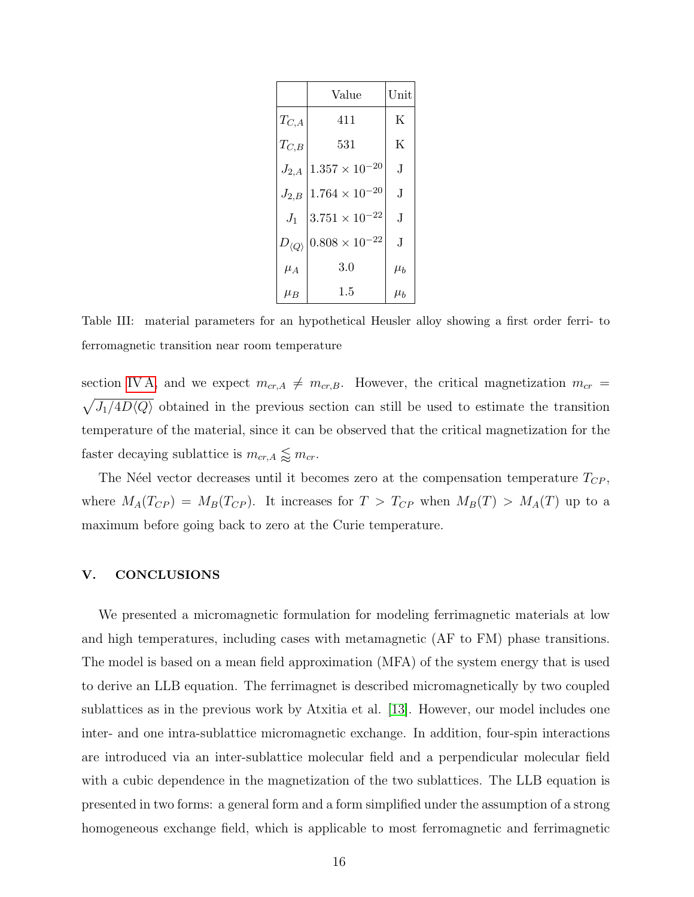| | Value | Unit |
|---|---|---|
| $T_{C,A}$ | 411 | K |
| $T_{C,B}$ | 531 | K |
| $J_{2,A}$ | $1.357 \times 10^{-20}$ | J |
| $J_{2,B}$ | $1.764 \times 10^{-20}$ | J |
| $J_1$ | $3.751 \times 10^{-22}$ | J |
| $D_{\langle Q \rangle}$ | $0.808 \times 10^{-22}$ | J |
| $\mu_A$ | 3.0 | $\mu_b$ |
| $\mu_B$ | 1.5 | $\mu_b$ |

Table III: material parameters for an hypothetical Heusler alloy showing a first order ferri- to ferromagnetic transition near room temperature

section IV A, and we expect $m_{cr,A} \neq m_{cr,B}$. However, the critical magnetization $m_{cr} = \sqrt{J_1/4D\langle Q \rangle}$ obtained in the previous section can still be used to estimate the transition temperature of the material, since it can be observed that the critical magnetization for the faster decaying sublattice is $m_{cr,A} \lessapprox m_{cr}$.

The Néel vector decreases until it becomes zero at the compensation temperature $T_{CP}$, where $M_A(T_{CP}) = M_B(T_{CP})$. It increases for $T > T_{CP}$ when $M_B(T) > M_A(T)$ up to a maximum before going back to zero at the Curie temperature.

## V. CONCLUSIONS

We presented a micromagnetic formulation for modeling ferrimagnetic materials at low and high temperatures, including cases with metamagnetic (AF to FM) phase transitions. The model is based on a mean field approximation (MFA) of the system energy that is used to derive an LLB equation. The ferrimagnet is described micromagnetically by two coupled sublattices as in the previous work by Atxitia et al. [13]. However, our model includes one inter- and one intra-sublattice micromagnetic exchange. In addition, four-spin interactions are introduced via an inter-sublattice molecular field and a perpendicular molecular field with a cubic dependence in the magnetization of the two sublattices. The LLB equation is presented in two forms: a general form and a form simplified under the assumption of a strong homogeneous exchange field, which is applicable to most ferromagnetic and ferrimagnetic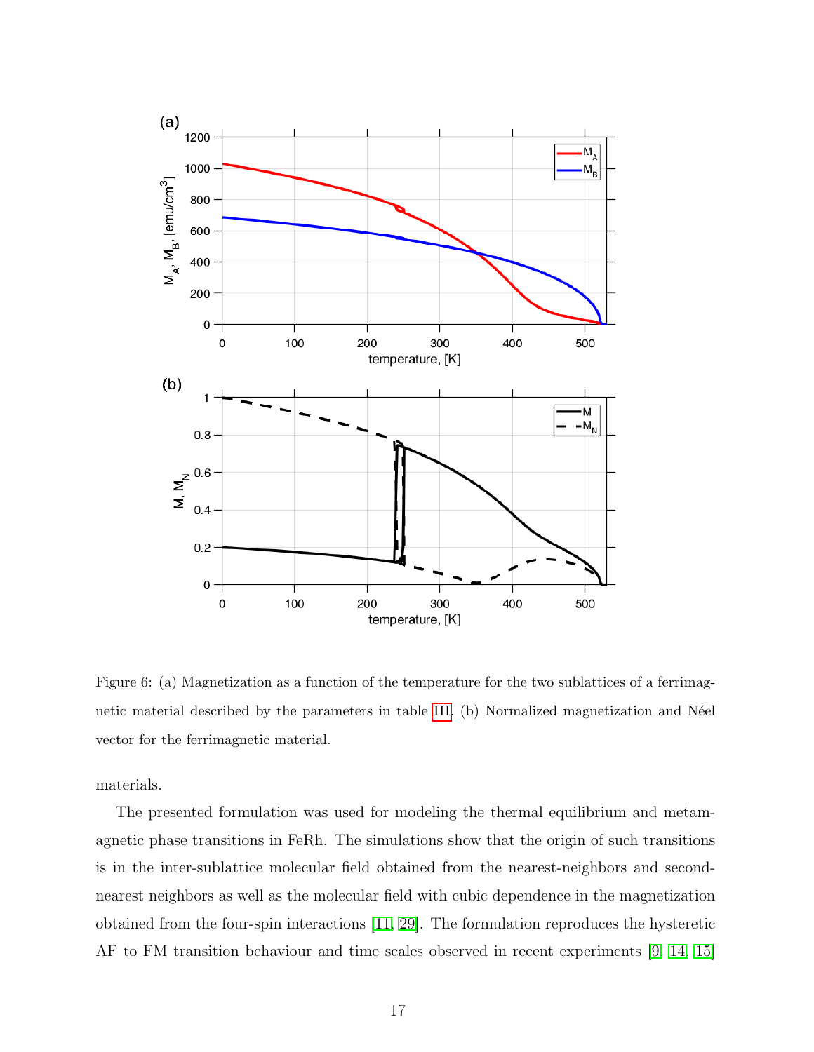Figure 6: (a) Magnetization as a function of the temperature for the two sublattices of a ferrimagnetic material described by the parameters in table III. (b) Normalized magnetization and Néel vector for the ferrimagnetic material.

materials.

The presented formulation was used for modeling the thermal equilibrium and metamagnetic phase transitions in FeRh. The simulations show that the origin of such transitions is in the inter-sublattice molecular field obtained from the nearest-neighbors and second-nearest neighbors as well as the molecular field with cubic dependence in the magnetization obtained from the four-spin interactions [11, 29]. The formulation reproduces the hysteretic AF to FM transition behaviour and time scales observed in recent experiments [9, 14, 15]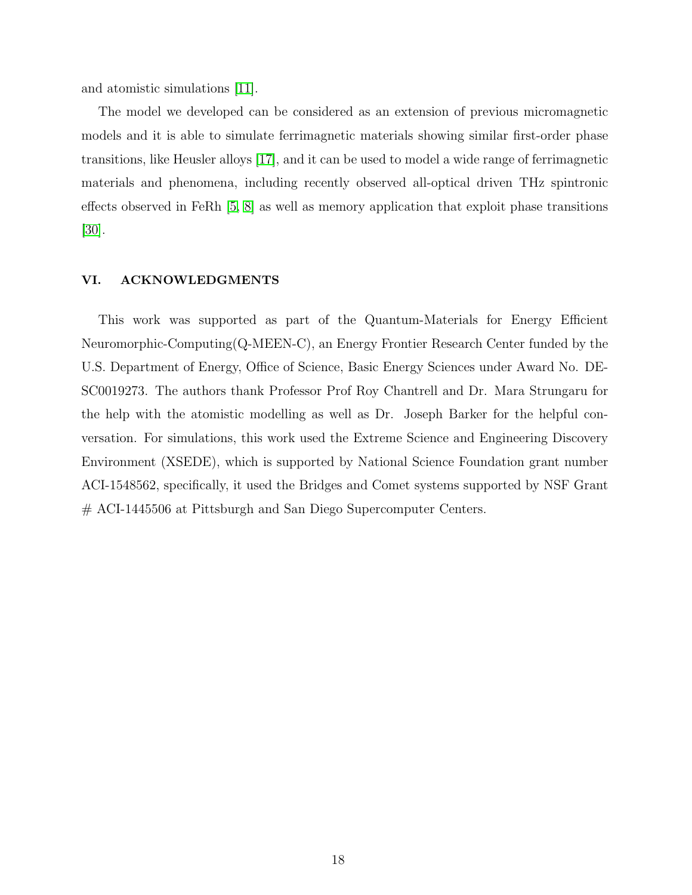and atomistic simulations [11].

The model we developed can be considered as an extension of previous micromagnetic models and it is able to simulate ferrimagnetic materials showing similar first-order phase transitions, like Heusler alloys [17], and it can be used to model a wide range of ferrimagnetic materials and phenomena, including recently observed all-optical driven THz spintronic effects observed in FeRh [5, 8] as well as memory application that exploit phase transitions [30].

## VI. ACKNOWLEDGMENTS

This work was supported as part of the Quantum-Materials for Energy Efficient Neuromorphic-Computing(Q-MEEN-C), an Energy Frontier Research Center funded by the U.S. Department of Energy, Office of Science, Basic Energy Sciences under Award No. DE-SC0019273. The authors thank Professor Prof Roy Chantrell and Dr. Mara Strungaru for the help with the atomistic modelling as well as Dr. Joseph Barker for the helpful conversation. For simulations, this work used the Extreme Science and Engineering Discovery Environment (XSEDE), which is supported by National Science Foundation grant number ACI-1548562, specifically, it used the Bridges and Comet systems supported by NSF Grant # ACI-1445506 at Pittsburgh and San Diego Supercomputer Centers.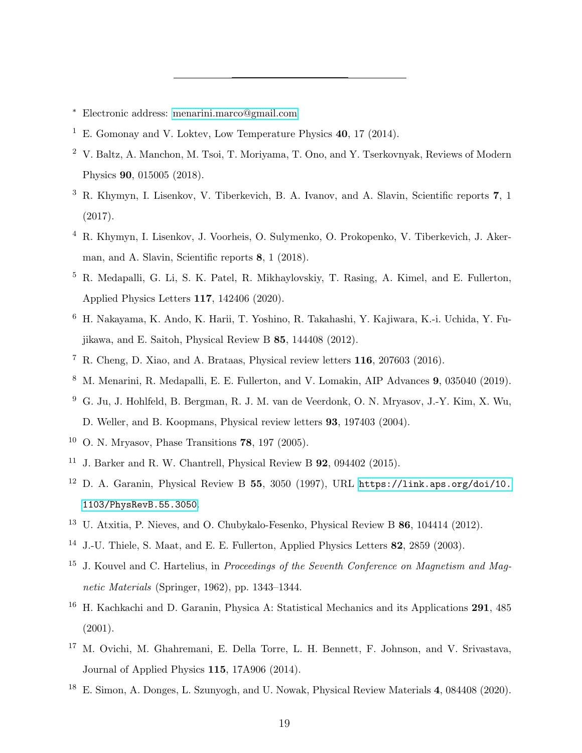---

[*] Electronic address: menarini.marco@gmail.com

[1] E. Gomonay and V. Loktev, Low Temperature Physics **40**, 17 (2014).

[2] V. Baltz, A. Manchon, M. Tsoi, T. Moriyama, T. Ono, and Y. Tserkovnyak, Reviews of Modern Physics **90**, 015005 (2018).

[3] R. Khymyn, I. Lisenkov, V. Tiberkevich, B. A. Ivanov, and A. Slavin, Scientific reports **7**, 1 (2017).

[4] R. Khymyn, I. Lisenkov, J. Voorheis, O. Sulymenko, O. Prokopenko, V. Tiberkevich, J. Akerman, and A. Slavin, Scientific reports **8**, 1 (2018).

[5] R. Medapalli, G. Li, S. K. Patel, R. Mikhaylovskiy, T. Rasing, A. Kimel, and E. Fullerton, Applied Physics Letters **117**, 142406 (2020).

[6] H. Nakayama, K. Ando, K. Harii, T. Yoshino, R. Takahashi, Y. Kajiwara, K.-i. Uchida, Y. Fujikawa, and E. Saitoh, Physical Review B **85**, 144408 (2012).

[7] R. Cheng, D. Xiao, and A. Brataas, Physical review letters **116**, 207603 (2016).

[8] M. Menarini, R. Medapalli, E. E. Fullerton, and V. Lomakin, AIP Advances **9**, 035040 (2019).

[9] G. Ju, J. Hohlfeld, B. Bergman, R. J. M. van de Veerdonk, O. N. Mryasov, J.-Y. Kim, X. Wu, D. Weller, and B. Koopmans, Physical review letters **93**, 197403 (2004).

[10] O. N. Mryasov, Phase Transitions **78**, 197 (2005).

[11] J. Barker and R. W. Chantrell, Physical Review B **92**, 094402 (2015).

[12] D. A. Garanin, Physical Review B **55**, 3050 (1997), URL https://link.aps.org/doi/10.1103/PhysRevB.55.3050.

[13] U. Atxitia, P. Nieves, and O. Chubykalo-Fesenko, Physical Review B **86**, 104414 (2012).

[14] J.-U. Thiele, S. Maat, and E. E. Fullerton, Applied Physics Letters **82**, 2859 (2003).

[15] J. Kouvel and C. Hartelius, in *Proceedings of the Seventh Conference on Magnetism and Magnetic Materials* (Springer, 1962), pp. 1343–1344.

[16] H. Kachkachi and D. Garanin, Physica A: Statistical Mechanics and its Applications **291**, 485 (2001).

[17] M. Ovichi, M. Ghahremani, E. Della Torre, L. H. Bennett, F. Johnson, and V. Srivastava, Journal of Applied Physics **115**, 17A906 (2014).

[18] E. Simon, A. Donges, L. Szunyogh, and U. Nowak, Physical Review Materials **4**, 084408 (2020).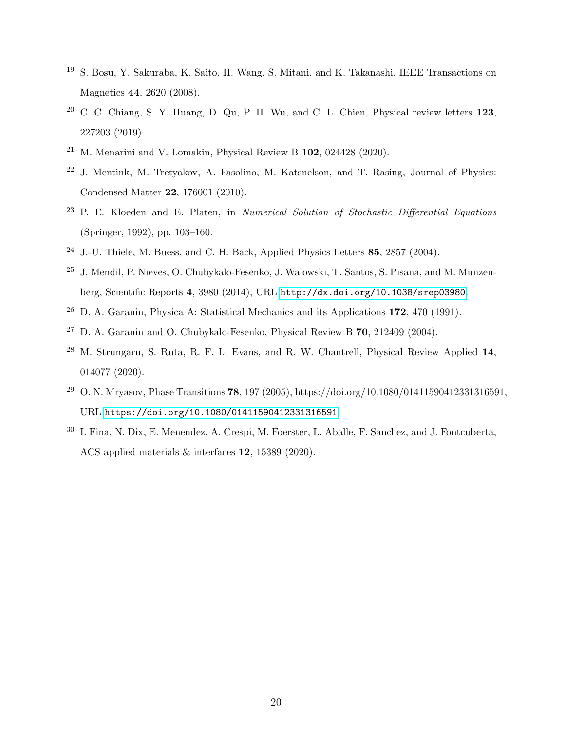[19] S. Bosu, Y. Sakuraba, K. Saito, H. Wang, S. Mitani, and K. Takanashi, IEEE Transactions on Magnetics **44**, 2620 (2008).

[20] C. C. Chiang, S. Y. Huang, D. Qu, P. H. Wu, and C. L. Chien, Physical review letters **123**, 227203 (2019).

[21] M. Menarini and V. Lomakin, Physical Review B **102**, 024428 (2020).

[22] J. Mentink, M. Tretyakov, A. Fasolino, M. Katsnelson, and T. Rasing, Journal of Physics: Condensed Matter **22**, 176001 (2010).

[23] P. E. Kloeden and E. Platen, in *Numerical Solution of Stochastic Differential Equations* (Springer, 1992), pp. 103–160.

[24] J.-U. Thiele, M. Buess, and C. H. Back, Applied Physics Letters **85**, 2857 (2004).

[25] J. Mendil, P. Nieves, O. Chubykalo-Fesenko, J. Walowski, T. Santos, S. Pisana, and M. Münzenberg, Scientific Reports **4**, 3980 (2014), URL http://dx.doi.org/10.1038/srep03980.

[26] D. A. Garanin, Physica A: Statistical Mechanics and its Applications **172**, 470 (1991).

[27] D. A. Garanin and O. Chubykalo-Fesenko, Physical Review B **70**, 212409 (2004).

[28] M. Strungaru, S. Ruta, R. F. L. Evans, and R. W. Chantrell, Physical Review Applied **14**, 014077 (2020).

[29] O. N. Mryasov, Phase Transitions **78**, 197 (2005), https://doi.org/10.1080/01411590412331316591, URL https://doi.org/10.1080/01411590412331316591.

[30] I. Fina, N. Dix, E. Menendez, A. Crespi, M. Foerster, L. Aballe, F. Sanchez, and J. Fontcuberta, ACS applied materials & interfaces **12**, 15389 (2020).